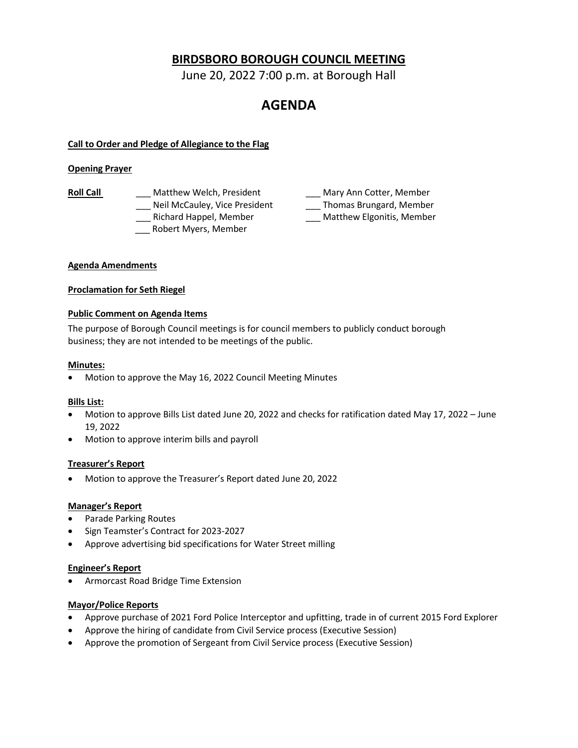# BIRDSBORO BOROUGH COUNCIL MEETING

June 20, 2022 7:00 p.m. at Borough Hall

## AGENDA

**Call to Order and Pledge of Allegiance to the Flag**

**Opening Prayer**

**Roll Call**

- ___ Matthew Welch, President
- ___ Neil McCauley, Vice President
- ___ Richard Happel, Member
- ___ Robert Myers, Member
- ___ Mary Ann Cotter, Member
- ___ Thomas Brungard, Member
- ___ Matthew Elgonitis, Member

**Agenda Amendments**

**Proclamation for Seth Riegel**

**Public Comment on Agenda Items**

The purpose of Borough Council meetings is for council members to publicly conduct borough business; they are not intended to be meetings of the public.

**Minutes:**

- Motion to approve the May 16, 2022 Council Meeting Minutes

**Bills List:**

- Motion to approve Bills List dated June 20, 2022 and checks for ratification dated May 17, 2022 – June 19, 2022
- Motion to approve interim bills and payroll

**Treasurer's Report**

- Motion to approve the Treasurer's Report dated June 20, 2022

**Manager's Report**

- Parade Parking Routes
- Sign Teamster's Contract for 2023-2027
- Approve advertising bid specifications for Water Street milling

**Engineer's Report**

- Armorcast Road Bridge Time Extension

**Mayor/Police Reports**

- Approve purchase of 2021 Ford Police Interceptor and upfitting, trade in of current 2015 Ford Explorer
- Approve the hiring of candidate from Civil Service process (Executive Session)
- Approve the promotion of Sergeant from Civil Service process (Executive Session)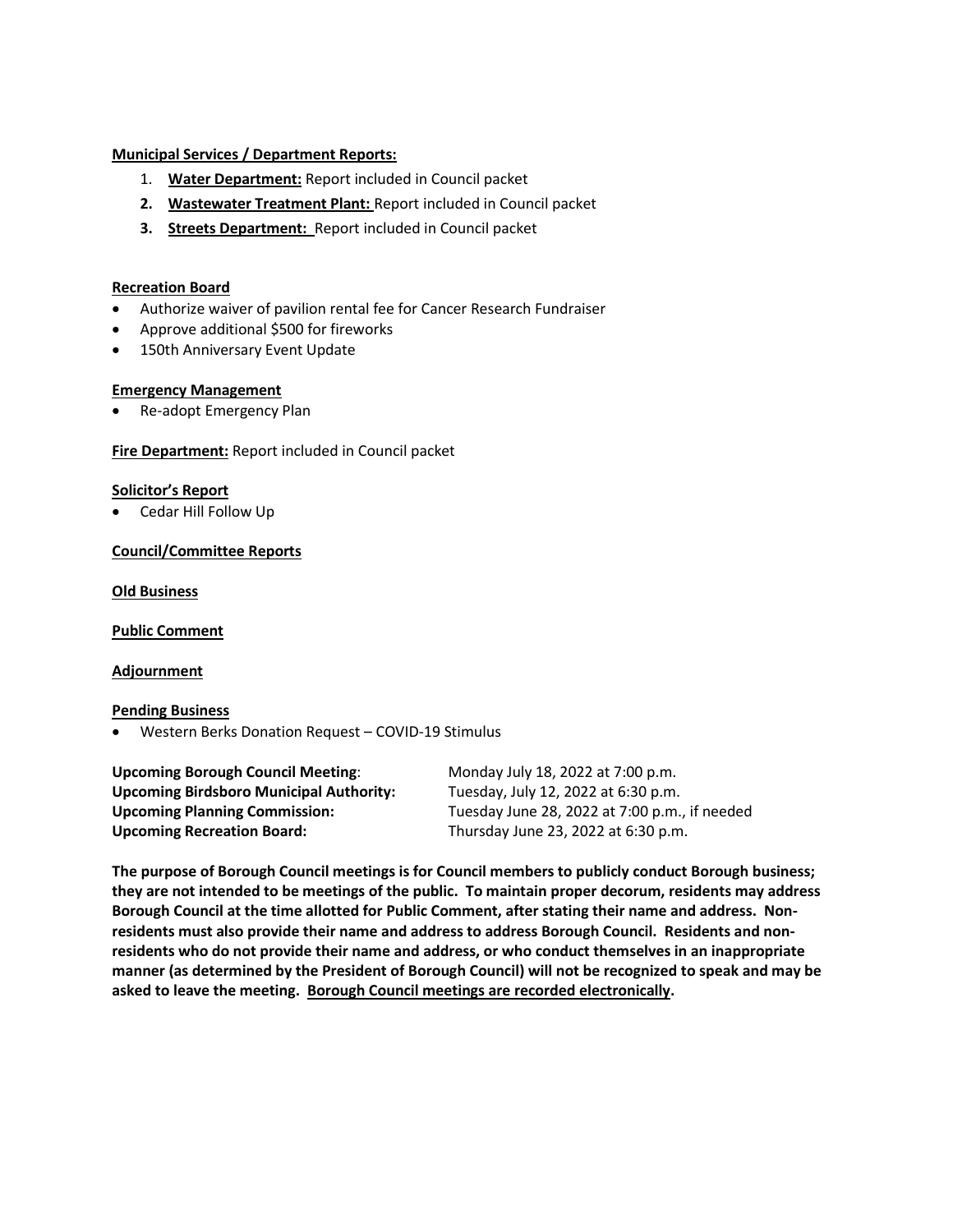**Municipal Services / Department Reports:**

1. **Water Department:** Report included in Council packet
2. **Wastewater Treatment Plant:** Report included in Council packet
3. **Streets Department:** Report included in Council packet

**Recreation Board**

- Authorize waiver of pavilion rental fee for Cancer Research Fundraiser
- Approve additional $500 for fireworks
- 150th Anniversary Event Update

**Emergency Management**

- Re-adopt Emergency Plan

**Fire Department:** Report included in Council packet

**Solicitor's Report**

- Cedar Hill Follow Up

**Council/Committee Reports**

**Old Business**

**Public Comment**

**Adjournment**

**Pending Business**

- Western Berks Donation Request – COVID-19 Stimulus

| | |
|---|---|
| **Upcoming Borough Council Meeting**: | Monday July 18, 2022 at 7:00 p.m. |
| **Upcoming Birdsboro Municipal Authority:** | Tuesday, July 12, 2022 at 6:30 p.m. |
| **Upcoming Planning Commission:** | Tuesday June 28, 2022 at 7:00 p.m., if needed |
| **Upcoming Recreation Board:** | Thursday June 23, 2022 at 6:30 p.m. |

**The purpose of Borough Council meetings is for Council members to publicly conduct Borough business; they are not intended to be meetings of the public. To maintain proper decorum, residents may address Borough Council at the time allotted for Public Comment, after stating their name and address. Non-residents must also provide their name and address to address Borough Council. Residents and non-residents who do not provide their name and address, or who conduct themselves in an inappropriate manner (as determined by the President of Borough Council) will not be recognized to speak and may be asked to leave the meeting. Borough Council meetings are recorded electronically.**